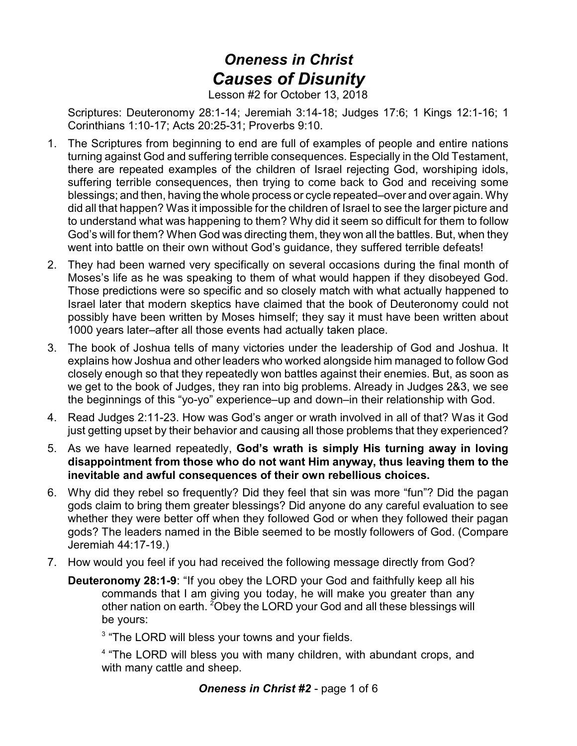# *Oneness in Christ*
# *Causes of Disunity*

Lesson #2 for October 13, 2018

Scriptures: Deuteronomy 28:1-14; Jeremiah 3:14-18; Judges 17:6; 1 Kings 12:1-16; 1 Corinthians 1:10-17; Acts 20:25-31; Proverbs 9:10.

1. The Scriptures from beginning to end are full of examples of people and entire nations turning against God and suffering terrible consequences. Especially in the Old Testament, there are repeated examples of the children of Israel rejecting God, worshiping idols, suffering terrible consequences, then trying to come back to God and receiving some blessings; and then, having the whole process or cycle repeated–over and over again. Why did all that happen? Was it impossible for the children of Israel to see the larger picture and to understand what was happening to them? Why did it seem so difficult for them to follow God's will for them? When God was directing them, they won all the battles. But, when they went into battle on their own without God's guidance, they suffered terrible defeats!
2. They had been warned very specifically on several occasions during the final month of Moses's life as he was speaking to them of what would happen if they disobeyed God. Those predictions were so specific and so closely match with what actually happened to Israel later that modern skeptics have claimed that the book of Deuteronomy could not possibly have been written by Moses himself; they say it must have been written about 1000 years later–after all those events had actually taken place.
3. The book of Joshua tells of many victories under the leadership of God and Joshua. It explains how Joshua and other leaders who worked alongside him managed to follow God closely enough so that they repeatedly won battles against their enemies. But, as soon as we get to the book of Judges, they ran into big problems. Already in Judges 2&3, we see the beginnings of this "yo-yo" experience–up and down–in their relationship with God.
4. Read Judges 2:11-23. How was God's anger or wrath involved in all of that? Was it God just getting upset by their behavior and causing all those problems that they experienced?
5. As we have learned repeatedly, **God's wrath is simply His turning away in loving disappointment from those who do not want Him anyway, thus leaving them to the inevitable and awful consequences of their own rebellious choices.**
6. Why did they rebel so frequently? Did they feel that sin was more "fun"? Did the pagan gods claim to bring them greater blessings? Did anyone do any careful evaluation to see whether they were better off when they followed God or when they followed their pagan gods? The leaders named in the Bible seemed to be mostly followers of God. (Compare Jeremiah 44:17-19.)
7. How would you feel if you had received the following message directly from God?

   **Deuteronomy 28:1-9**: "If you obey the LORD your God and faithfully keep all his commands that I am giving you today, he will make you greater than any other nation on earth. [2]Obey the LORD your God and all these blessings will be yours:

   [3] "The LORD will bless your towns and your fields.

   [4] "The LORD will bless you with many children, with abundant crops, and with many cattle and sheep.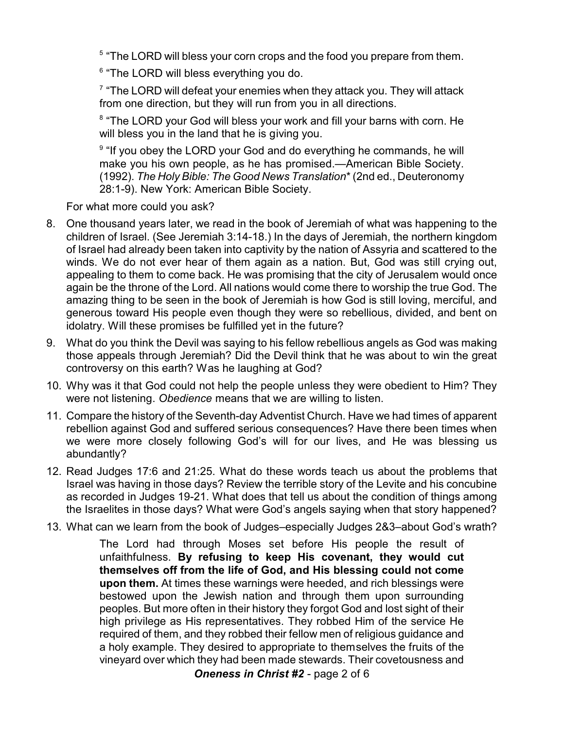[5] "The LORD will bless your corn crops and the food you prepare from them.

[6] "The LORD will bless everything you do.

[7] "The LORD will defeat your enemies when they attack you. They will attack from one direction, but they will run from you in all directions.

[8] "The LORD your God will bless your work and fill your barns with corn. He will bless you in the land that he is giving you.

[9] "If you obey the LORD your God and do everything he commands, he will make you his own people, as he has promised.—American Bible Society. (1992). *The Holy Bible: The Good News Translation** (2nd ed., Deuteronomy 28:1-9). New York: American Bible Society.

For what more could you ask?

8. One thousand years later, we read in the book of Jeremiah of what was happening to the children of Israel. (See Jeremiah 3:14-18.) In the days of Jeremiah, the northern kingdom of Israel had already been taken into captivity by the nation of Assyria and scattered to the winds. We do not ever hear of them again as a nation. But, God was still crying out, appealing to them to come back. He was promising that the city of Jerusalem would once again be the throne of the Lord. All nations would come there to worship the true God. The amazing thing to be seen in the book of Jeremiah is how God is still loving, merciful, and generous toward His people even though they were so rebellious, divided, and bent on idolatry. Will these promises be fulfilled yet in the future?
9. What do you think the Devil was saying to his fellow rebellious angels as God was making those appeals through Jeremiah? Did the Devil think that he was about to win the great controversy on this earth? Was he laughing at God?
10. Why was it that God could not help the people unless they were obedient to Him? They were not listening. *Obedience* means that we are willing to listen.
11. Compare the history of the Seventh-day Adventist Church. Have we had times of apparent rebellion against God and suffered serious consequences? Have there been times when we were more closely following God's will for our lives, and He was blessing us abundantly?
12. Read Judges 17:6 and 21:25. What do these words teach us about the problems that Israel was having in those days? Review the terrible story of the Levite and his concubine as recorded in Judges 19-21. What does that tell us about the condition of things among the Israelites in those days? What were God's angels saying when that story happened?
13. What can we learn from the book of Judges–especially Judges 2&3–about God's wrath?

> The Lord had through Moses set before His people the result of unfaithfulness. **By refusing to keep His covenant, they would cut themselves off from the life of God, and His blessing could not come upon them.** At times these warnings were heeded, and rich blessings were bestowed upon the Jewish nation and through them upon surrounding peoples. But more often in their history they forgot God and lost sight of their high privilege as His representatives. They robbed Him of the service He required of them, and they robbed their fellow men of religious guidance and a holy example. They desired to appropriate to themselves the fruits of the vineyard over which they had been made stewards. Their covetousness and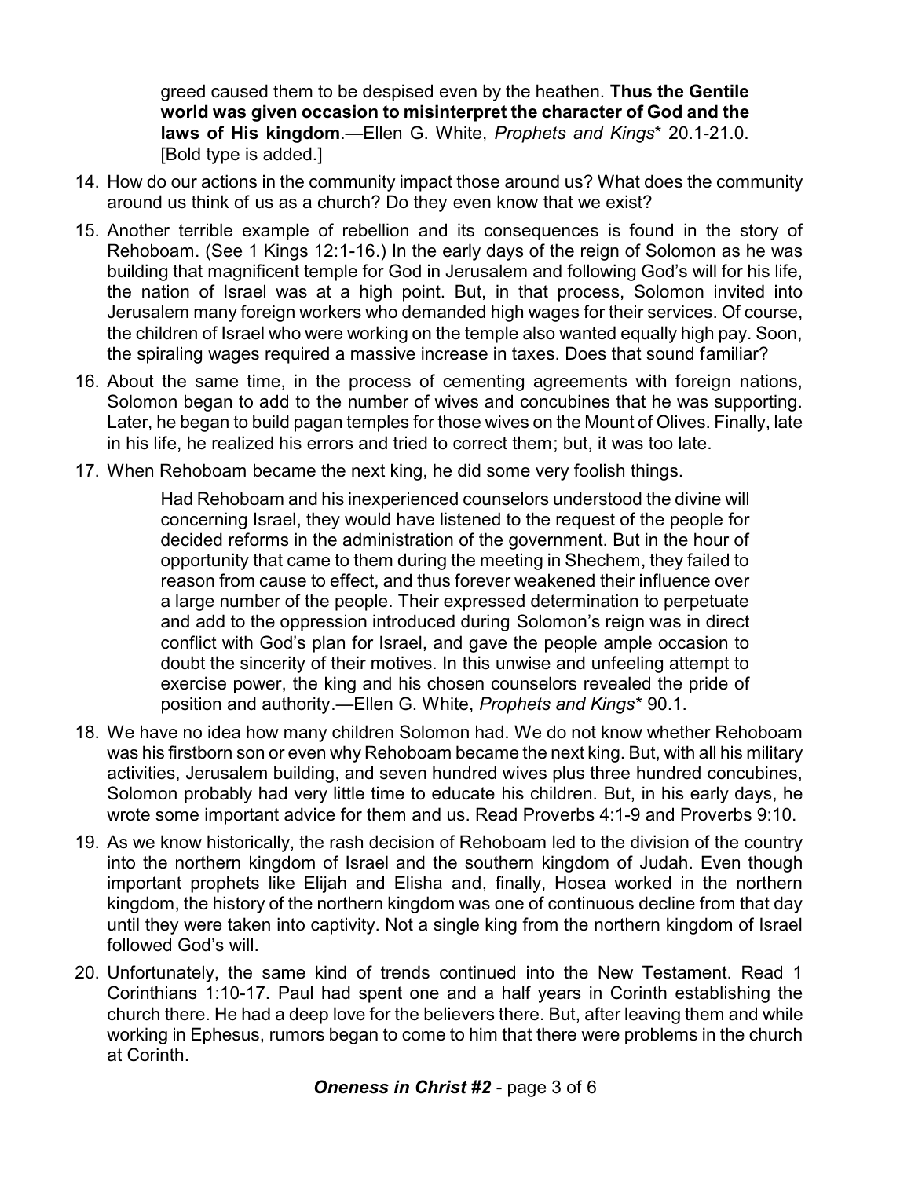greed caused them to be despised even by the heathen. **Thus the Gentile world was given occasion to misinterpret the character of God and the laws of His kingdom**.—Ellen G. White, *Prophets and Kings** 20.1-21.0. [Bold type is added.]

14. How do our actions in the community impact those around us? What does the community around us think of us as a church? Do they even know that we exist?

15. Another terrible example of rebellion and its consequences is found in the story of Rehoboam. (See 1 Kings 12:1-16.) In the early days of the reign of Solomon as he was building that magnificent temple for God in Jerusalem and following God's will for his life, the nation of Israel was at a high point. But, in that process, Solomon invited into Jerusalem many foreign workers who demanded high wages for their services. Of course, the children of Israel who were working on the temple also wanted equally high pay. Soon, the spiraling wages required a massive increase in taxes. Does that sound familiar?

16. About the same time, in the process of cementing agreements with foreign nations, Solomon began to add to the number of wives and concubines that he was supporting. Later, he began to build pagan temples for those wives on the Mount of Olives. Finally, late in his life, he realized his errors and tried to correct them; but, it was too late.

17. When Rehoboam became the next king, he did some very foolish things.

    > Had Rehoboam and his inexperienced counselors understood the divine will concerning Israel, they would have listened to the request of the people for decided reforms in the administration of the government. But in the hour of opportunity that came to them during the meeting in Shechem, they failed to reason from cause to effect, and thus forever weakened their influence over a large number of the people. Their expressed determination to perpetuate and add to the oppression introduced during Solomon's reign was in direct conflict with God's plan for Israel, and gave the people ample occasion to doubt the sincerity of their motives. In this unwise and unfeeling attempt to exercise power, the king and his chosen counselors revealed the pride of position and authority.—Ellen G. White, *Prophets and Kings** 90.1.

18. We have no idea how many children Solomon had. We do not know whether Rehoboam was his firstborn son or even why Rehoboam became the next king. But, with all his military activities, Jerusalem building, and seven hundred wives plus three hundred concubines, Solomon probably had very little time to educate his children. But, in his early days, he wrote some important advice for them and us. Read Proverbs 4:1-9 and Proverbs 9:10.

19. As we know historically, the rash decision of Rehoboam led to the division of the country into the northern kingdom of Israel and the southern kingdom of Judah. Even though important prophets like Elijah and Elisha and, finally, Hosea worked in the northern kingdom, the history of the northern kingdom was one of continuous decline from that day until they were taken into captivity. Not a single king from the northern kingdom of Israel followed God's will.

20. Unfortunately, the same kind of trends continued into the New Testament. Read 1 Corinthians 1:10-17. Paul had spent one and a half years in Corinth establishing the church there. He had a deep love for the believers there. But, after leaving them and while working in Ephesus, rumors began to come to him that there were problems in the church at Corinth.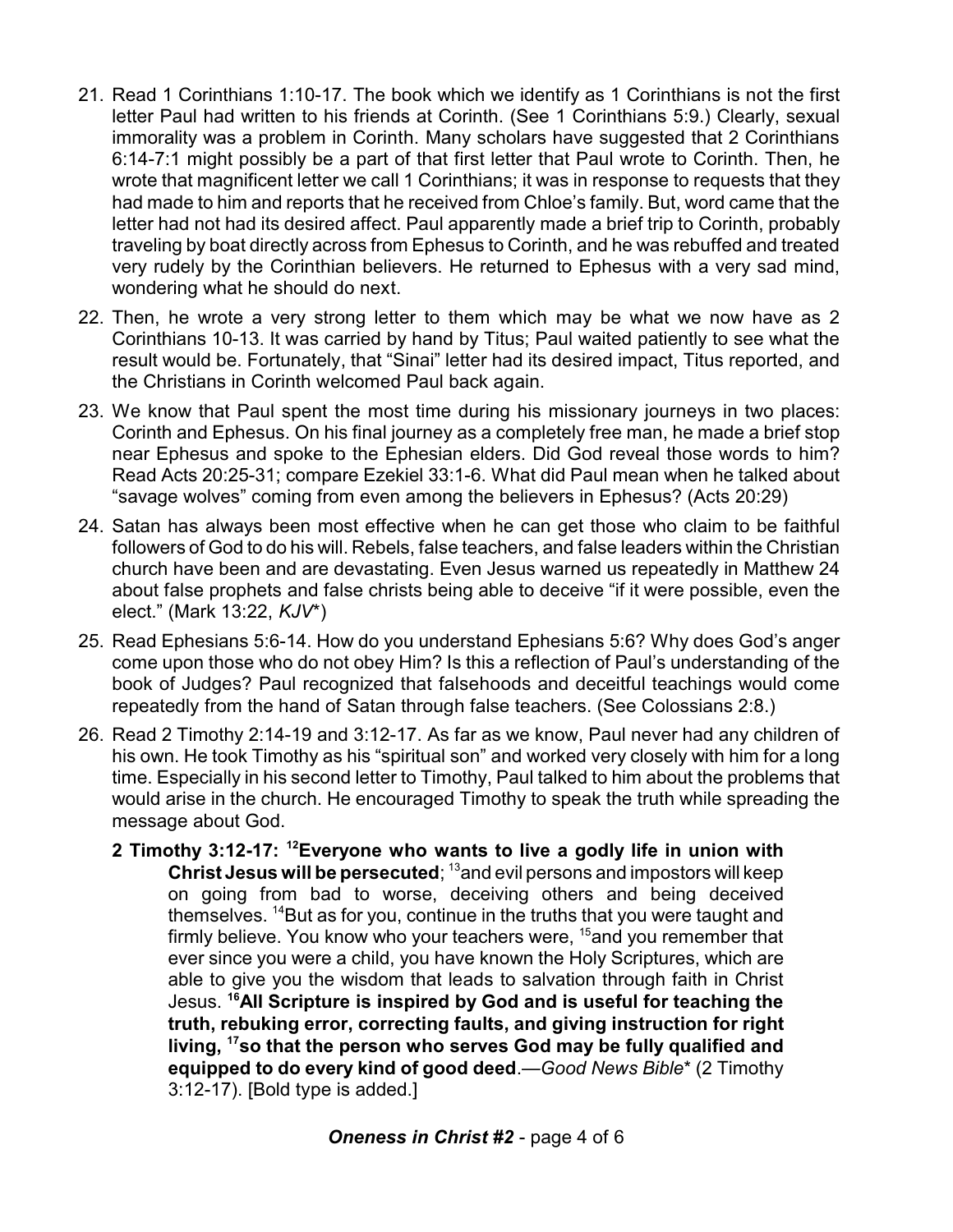21. Read 1 Corinthians 1:10-17. The book which we identify as 1 Corinthians is not the first letter Paul had written to his friends at Corinth. (See 1 Corinthians 5:9.) Clearly, sexual immorality was a problem in Corinth. Many scholars have suggested that 2 Corinthians 6:14-7:1 might possibly be a part of that first letter that Paul wrote to Corinth. Then, he wrote that magnificent letter we call 1 Corinthians; it was in response to requests that they had made to him and reports that he received from Chloe's family. But, word came that the letter had not had its desired affect. Paul apparently made a brief trip to Corinth, probably traveling by boat directly across from Ephesus to Corinth, and he was rebuffed and treated very rudely by the Corinthian believers. He returned to Ephesus with a very sad mind, wondering what he should do next.

22. Then, he wrote a very strong letter to them which may be what we now have as 2 Corinthians 10-13. It was carried by hand by Titus; Paul waited patiently to see what the result would be. Fortunately, that "Sinai" letter had its desired impact, Titus reported, and the Christians in Corinth welcomed Paul back again.

23. We know that Paul spent the most time during his missionary journeys in two places: Corinth and Ephesus. On his final journey as a completely free man, he made a brief stop near Ephesus and spoke to the Ephesian elders. Did God reveal those words to him? Read Acts 20:25-31; compare Ezekiel 33:1-6. What did Paul mean when he talked about "savage wolves" coming from even among the believers in Ephesus? (Acts 20:29)

24. Satan has always been most effective when he can get those who claim to be faithful followers of God to do his will. Rebels, false teachers, and false leaders within the Christian church have been and are devastating. Even Jesus warned us repeatedly in Matthew 24 about false prophets and false christs being able to deceive "if it were possible, even the elect." (Mark 13:22, *KJV*\*)

25. Read Ephesians 5:6-14. How do you understand Ephesians 5:6? Why does God's anger come upon those who do not obey Him? Is this a reflection of Paul's understanding of the book of Judges? Paul recognized that falsehoods and deceitful teachings would come repeatedly from the hand of Satan through false teachers. (See Colossians 2:8.)

26. Read 2 Timothy 2:14-19 and 3:12-17. As far as we know, Paul never had any children of his own. He took Timothy as his "spiritual son" and worked very closely with him for a long time. Especially in his second letter to Timothy, Paul talked to him about the problems that would arise in the church. He encouraged Timothy to speak the truth while spreading the message about God.

    **2 Timothy 3:12-17:** [12]**Everyone who wants to live a godly life in union with Christ Jesus will be persecuted**; [13]and evil persons and impostors will keep on going from bad to worse, deceiving others and being deceived themselves. [14]But as for you, continue in the truths that you were taught and firmly believe. You know who your teachers were, [15]and you remember that ever since you were a child, you have known the Holy Scriptures, which are able to give you the wisdom that leads to salvation through faith in Christ Jesus. [16]**All Scripture is inspired by God and is useful for teaching the truth, rebuking error, correcting faults, and giving instruction for right living,** [17]**so that the person who serves God may be fully qualified and equipped to do every kind of good deed**.—*Good News Bible*\* (2 Timothy 3:12-17). [Bold type is added.]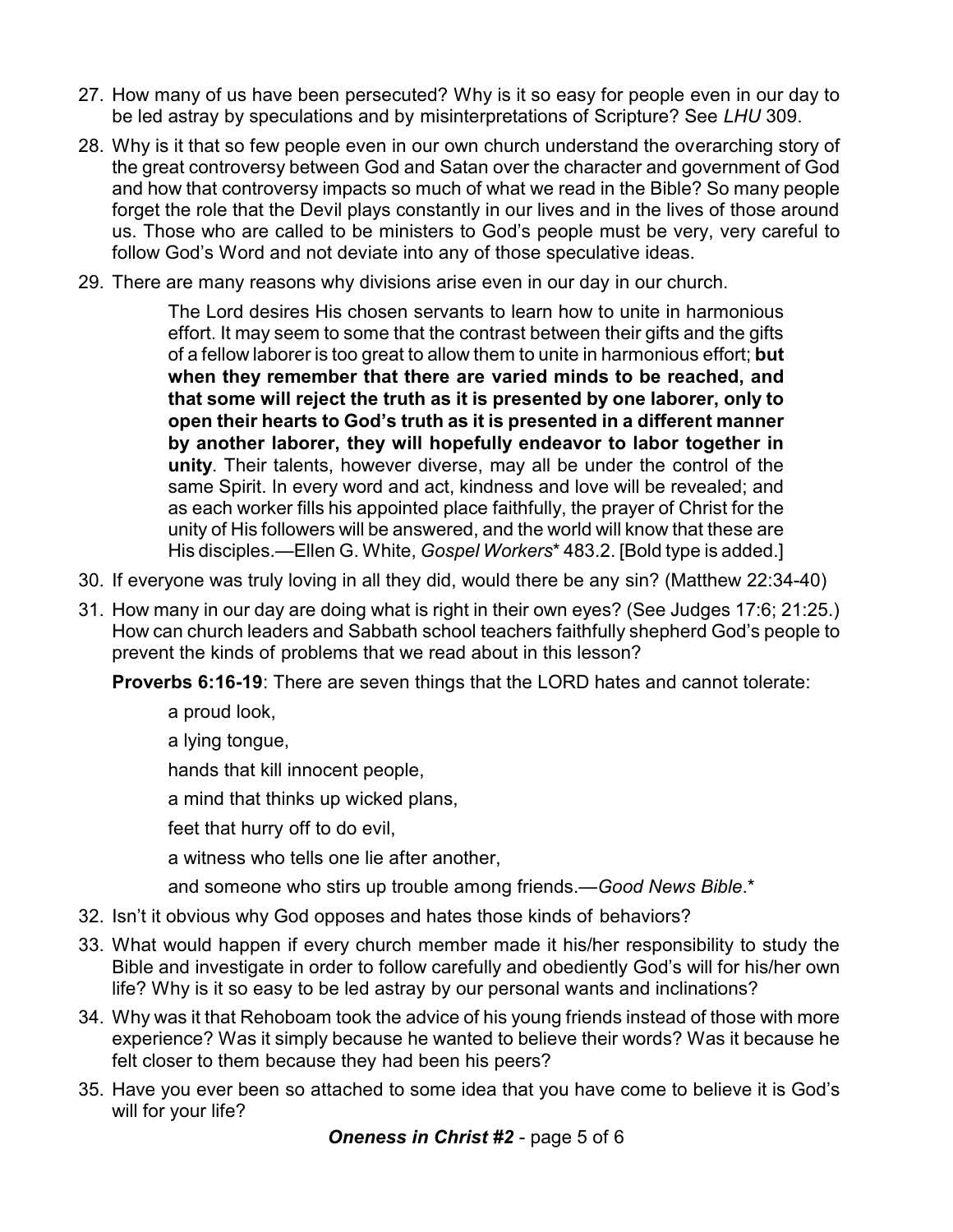27. How many of us have been persecuted? Why is it so easy for people even in our day to be led astray by speculations and by misinterpretations of Scripture? See *LHU* 309.

28. Why is it that so few people even in our own church understand the overarching story of the great controversy between God and Satan over the character and government of God and how that controversy impacts so much of what we read in the Bible? So many people forget the role that the Devil plays constantly in our lives and in the lives of those around us. Those who are called to be ministers to God's people must be very, very careful to follow God's Word and not deviate into any of those speculative ideas.

29. There are many reasons why divisions arise even in our day in our church.

    > The Lord desires His chosen servants to learn how to unite in harmonious effort. It may seem to some that the contrast between their gifts and the gifts of a fellow laborer is too great to allow them to unite in harmonious effort; **but when they remember that there are varied minds to be reached, and that some will reject the truth as it is presented by one laborer, only to open their hearts to God's truth as it is presented in a different manner by another laborer, they will hopefully endeavor to labor together in unity**. Their talents, however diverse, may all be under the control of the same Spirit. In every word and act, kindness and love will be revealed; and as each worker fills his appointed place faithfully, the prayer of Christ for the unity of His followers will be answered, and the world will know that these are His disciples.—Ellen G. White, *Gospel Workers** 483.2. [Bold type is added.]

30. If everyone was truly loving in all they did, would there be any sin? (Matthew 22:34-40)

31. How many in our day are doing what is right in their own eyes? (See Judges 17:6; 21:25.) How can church leaders and Sabbath school teachers faithfully shepherd God's people to prevent the kinds of problems that we read about in this lesson?

    **Proverbs 6:16-19**: There are seven things that the LORD hates and cannot tolerate:

    > a proud look,
    >
    > a lying tongue,
    >
    > hands that kill innocent people,
    >
    > a mind that thinks up wicked plans,
    >
    > feet that hurry off to do evil,
    >
    > a witness who tells one lie after another,
    >
    > and someone who stirs up trouble among friends.—*Good News Bible*.*

32. Isn't it obvious why God opposes and hates those kinds of behaviors?

33. What would happen if every church member made it his/her responsibility to study the Bible and investigate in order to follow carefully and obediently God's will for his/her own life? Why is it so easy to be led astray by our personal wants and inclinations?

34. Why was it that Rehoboam took the advice of his young friends instead of those with more experience? Was it simply because he wanted to believe their words? Was it because he felt closer to them because they had been his peers?

35. Have you ever been so attached to some idea that you have come to believe it is God's will for your life?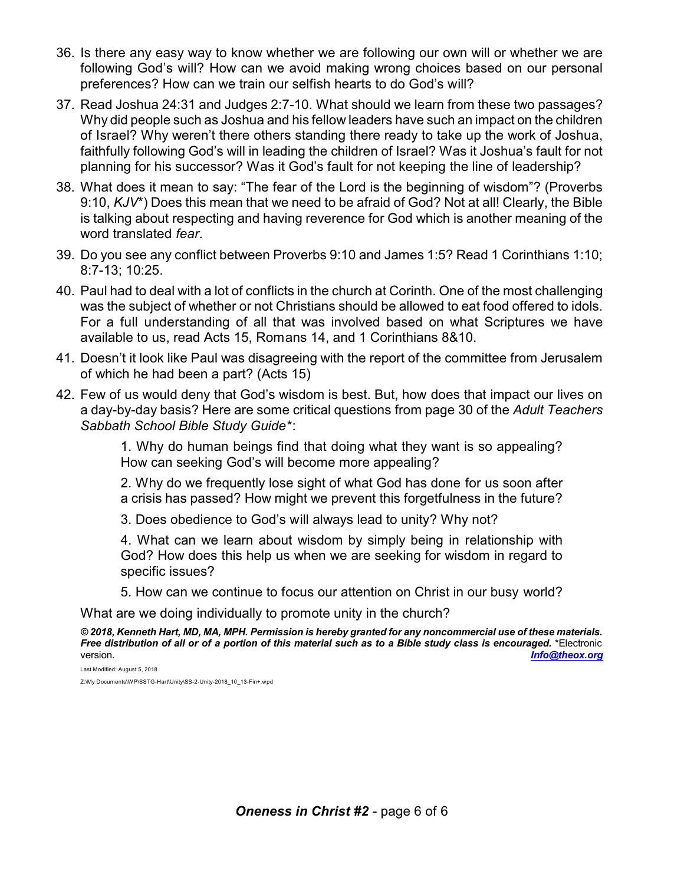36. Is there any easy way to know whether we are following our own will or whether we are following God's will? How can we avoid making wrong choices based on our personal preferences? How can we train our selfish hearts to do God's will?

37. Read Joshua 24:31 and Judges 2:7-10. What should we learn from these two passages? Why did people such as Joshua and his fellow leaders have such an impact on the children of Israel? Why weren't there others standing there ready to take up the work of Joshua, faithfully following God's will in leading the children of Israel? Was it Joshua's fault for not planning for his successor? Was it God's fault for not keeping the line of leadership?

38. What does it mean to say: "The fear of the Lord is the beginning of wisdom"? (Proverbs 9:10, *KJV*\*) Does this mean that we need to be afraid of God? Not at all! Clearly, the Bible is talking about respecting and having reverence for God which is another meaning of the word translated *fear*.

39. Do you see any conflict between Proverbs 9:10 and James 1:5? Read 1 Corinthians 1:10; 8:7-13; 10:25.

40. Paul had to deal with a lot of conflicts in the church at Corinth. One of the most challenging was the subject of whether or not Christians should be allowed to eat food offered to idols. For a full understanding of all that was involved based on what Scriptures we have available to us, read Acts 15, Romans 14, and 1 Corinthians 8&10.

41. Doesn't it look like Paul was disagreeing with the report of the committee from Jerusalem of which he had been a part? (Acts 15)

42. Few of us would deny that God's wisdom is best. But, how does that impact our lives on a day-by-day basis? Here are some critical questions from page 30 of the *Adult Teachers Sabbath School Bible Study Guide*\*:

    1. Why do human beings find that doing what they want is so appealing? How can seeking God's will become more appealing?

    2. Why do we frequently lose sight of what God has done for us soon after a crisis has passed? How might we prevent this forgetfulness in the future?

    3. Does obedience to God's will always lead to unity? Why not?

    4. What can we learn about wisdom by simply being in relationship with God? How does this help us when we are seeking for wisdom in regard to specific issues?

    5. How can we continue to focus our attention on Christ in our busy world?

    What are we doing individually to promote unity in the church?

***© 2018, Kenneth Hart, MD, MA, MPH. Permission is hereby granted for any noncommercial use of these materials. Free distribution of all or of a portion of this material such as to a Bible study class is encouraged.*** \*Electronic version. ***Info@theox.org***

Last Modified: August 5, 2018

Z:\My Documents\WP\SSTG-Hart\Unity\SS-2-Unity-2018_10_13-Fin+.wpd